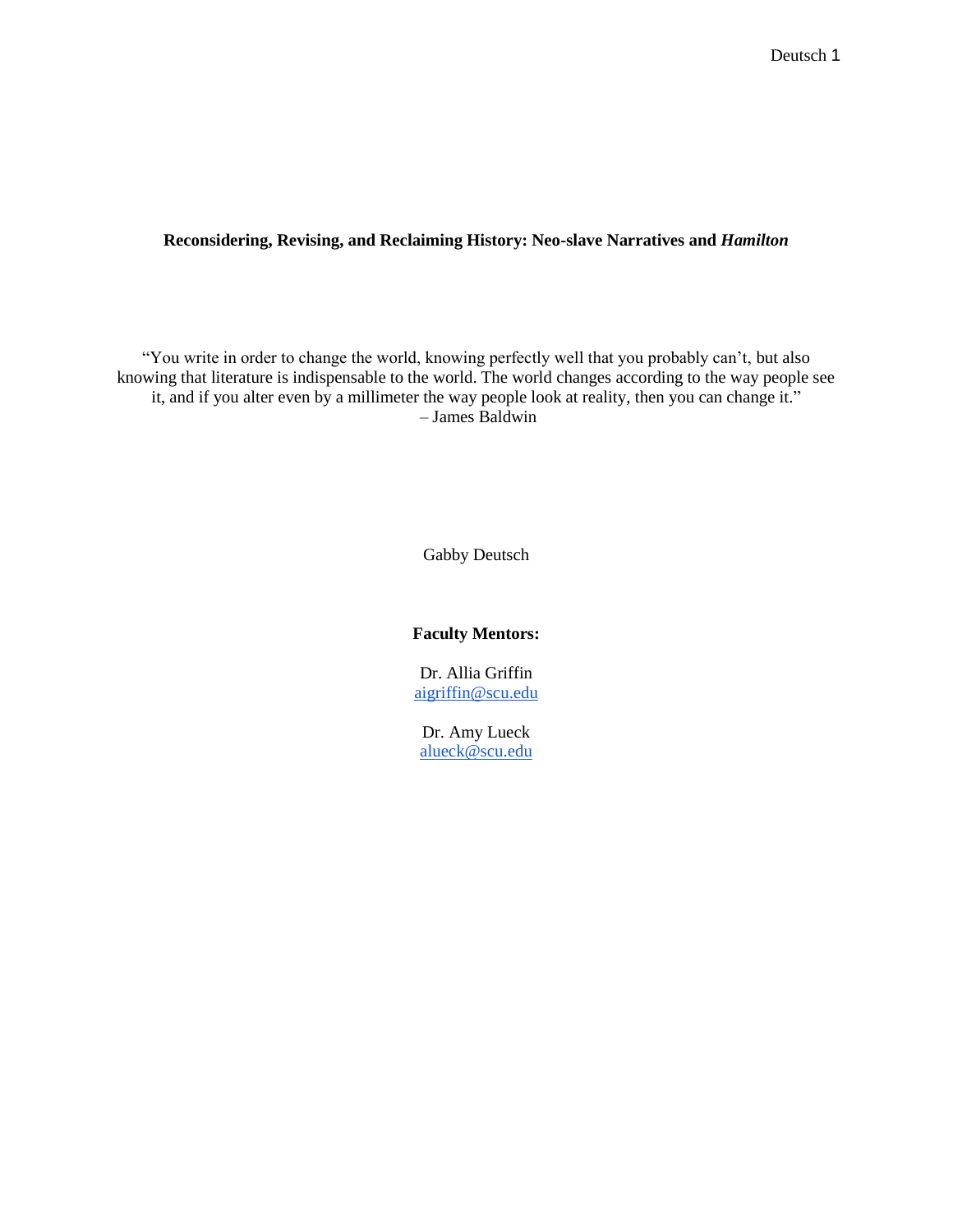# Reconsidering, Revising, and Reclaiming History: Neo-slave Narratives and *Hamilton*

"You write in order to change the world, knowing perfectly well that you probably can't, but also knowing that literature is indispensable to the world. The world changes according to the way people see it, and if you alter even by a millimeter the way people look at reality, then you can change it."
– James Baldwin

Gabby Deutsch

**Faculty Mentors:**

Dr. Allia Griffin
aigriffin@scu.edu

Dr. Amy Lueck
alueck@scu.edu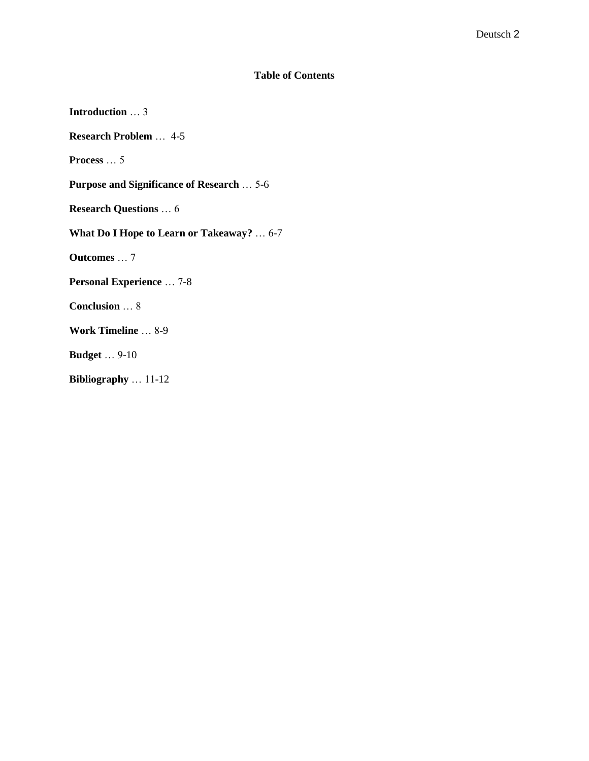## Table of Contents

**Introduction** … 3

**Research Problem** … 4-5

**Process** … 5

**Purpose and Significance of Research** … 5-6

**Research Questions** … 6

**What Do I Hope to Learn or Takeaway?** … 6-7

**Outcomes** … 7

**Personal Experience** … 7-8

**Conclusion** … 8

**Work Timeline** … 8-9

**Budget** … 9-10

**Bibliography** … 11-12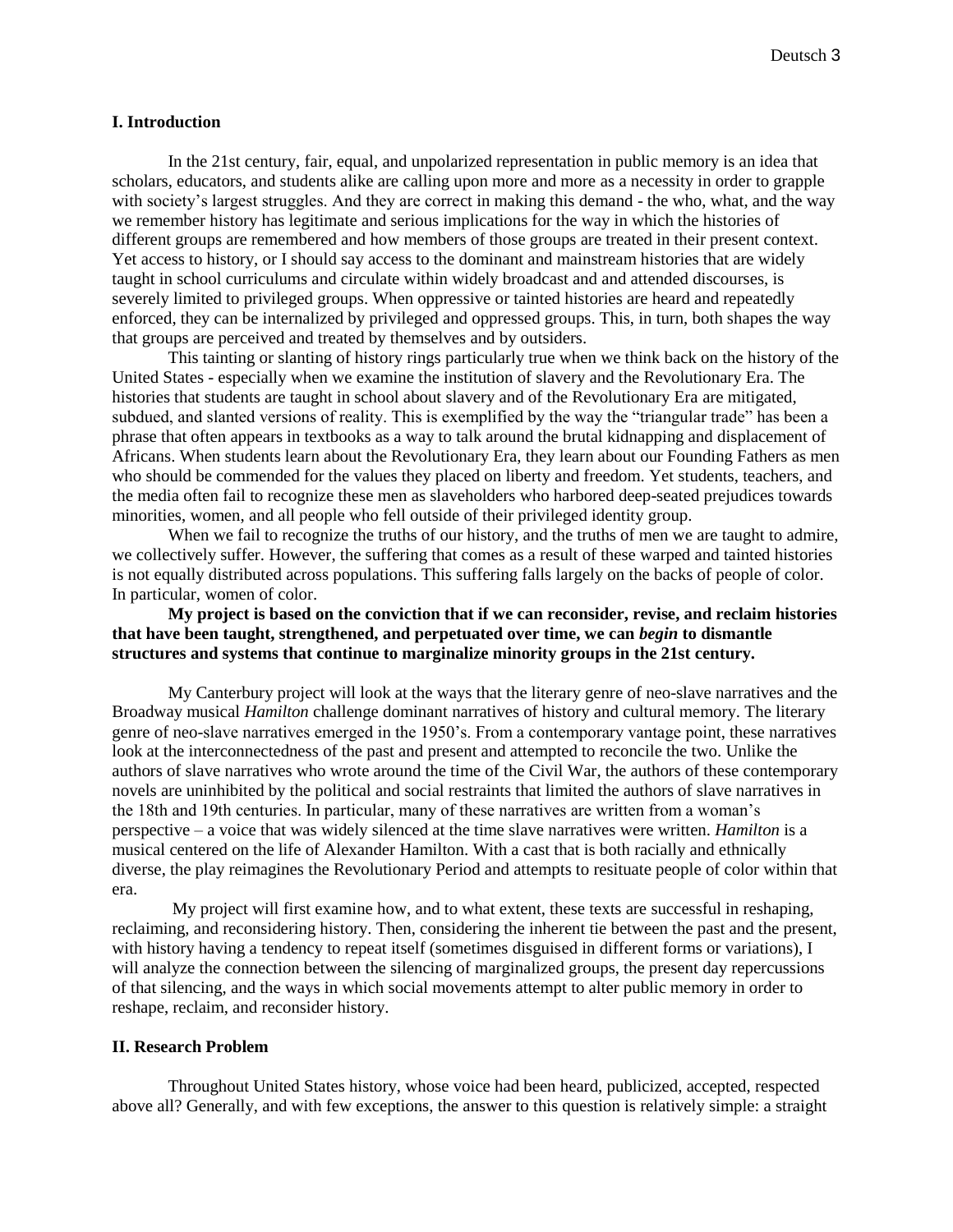## I. Introduction

In the 21st century, fair, equal, and unpolarized representation in public memory is an idea that scholars, educators, and students alike are calling upon more and more as a necessity in order to grapple with society's largest struggles. And they are correct in making this demand - the who, what, and the way we remember history has legitimate and serious implications for the way in which the histories of different groups are remembered and how members of those groups are treated in their present context. Yet access to history, or I should say access to the dominant and mainstream histories that are widely taught in school curriculums and circulate within widely broadcast and and attended discourses, is severely limited to privileged groups. When oppressive or tainted histories are heard and repeatedly enforced, they can be internalized by privileged and oppressed groups. This, in turn, both shapes the way that groups are perceived and treated by themselves and by outsiders.

This tainting or slanting of history rings particularly true when we think back on the history of the United States - especially when we examine the institution of slavery and the Revolutionary Era. The histories that students are taught in school about slavery and of the Revolutionary Era are mitigated, subdued, and slanted versions of reality. This is exemplified by the way the "triangular trade" has been a phrase that often appears in textbooks as a way to talk around the brutal kidnapping and displacement of Africans. When students learn about the Revolutionary Era, they learn about our Founding Fathers as men who should be commended for the values they placed on liberty and freedom. Yet students, teachers, and the media often fail to recognize these men as slaveholders who harbored deep-seated prejudices towards minorities, women, and all people who fell outside of their privileged identity group.

When we fail to recognize the truths of our history, and the truths of men we are taught to admire, we collectively suffer. However, the suffering that comes as a result of these warped and tainted histories is not equally distributed across populations. This suffering falls largely on the backs of people of color. In particular, women of color.

**My project is based on the conviction that if we can reconsider, revise, and reclaim histories that have been taught, strengthened, and perpetuated over time, we can *begin* to dismantle structures and systems that continue to marginalize minority groups in the 21st century.**

My Canterbury project will look at the ways that the literary genre of neo-slave narratives and the Broadway musical *Hamilton* challenge dominant narratives of history and cultural memory. The literary genre of neo-slave narratives emerged in the 1950's. From a contemporary vantage point, these narratives look at the interconnectedness of the past and present and attempted to reconcile the two. Unlike the authors of slave narratives who wrote around the time of the Civil War, the authors of these contemporary novels are uninhibited by the political and social restraints that limited the authors of slave narratives in the 18th and 19th centuries. In particular, many of these narratives are written from a woman's perspective – a voice that was widely silenced at the time slave narratives were written. *Hamilton* is a musical centered on the life of Alexander Hamilton. With a cast that is both racially and ethnically diverse, the play reimagines the Revolutionary Period and attempts to resituate people of color within that era.

My project will first examine how, and to what extent, these texts are successful in reshaping, reclaiming, and reconsidering history. Then, considering the inherent tie between the past and the present, with history having a tendency to repeat itself (sometimes disguised in different forms or variations), I will analyze the connection between the silencing of marginalized groups, the present day repercussions of that silencing, and the ways in which social movements attempt to alter public memory in order to reshape, reclaim, and reconsider history.

## II. Research Problem

Throughout United States history, whose voice had been heard, publicized, accepted, respected above all? Generally, and with few exceptions, the answer to this question is relatively simple: a straight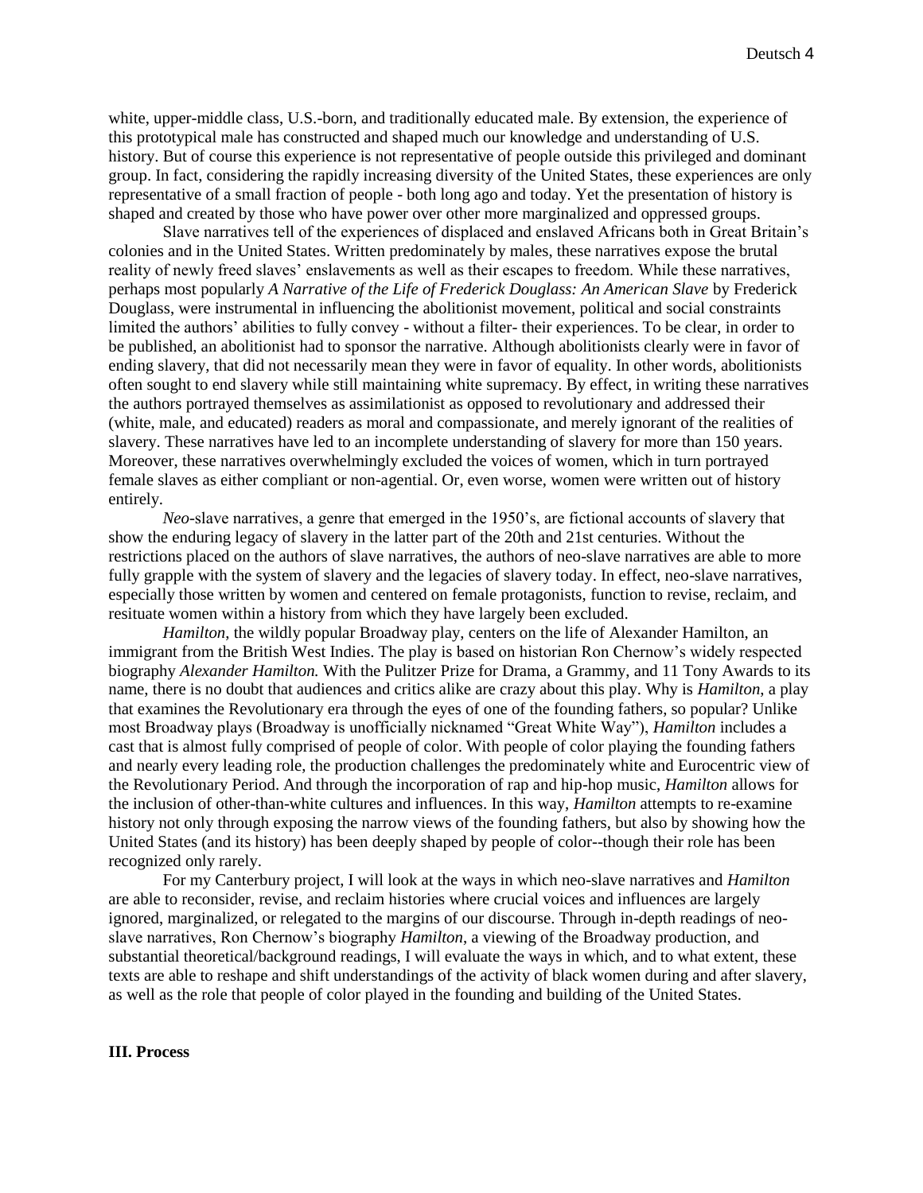white, upper-middle class, U.S.-born, and traditionally educated male. By extension, the experience of this prototypical male has constructed and shaped much our knowledge and understanding of U.S. history. But of course this experience is not representative of people outside this privileged and dominant group. In fact, considering the rapidly increasing diversity of the United States, these experiences are only representative of a small fraction of people - both long ago and today. Yet the presentation of history is shaped and created by those who have power over other more marginalized and oppressed groups.

Slave narratives tell of the experiences of displaced and enslaved Africans both in Great Britain's colonies and in the United States. Written predominately by males, these narratives expose the brutal reality of newly freed slaves' enslavements as well as their escapes to freedom. While these narratives, perhaps most popularly *A Narrative of the Life of Frederick Douglass: An American Slave* by Frederick Douglass, were instrumental in influencing the abolitionist movement, political and social constraints limited the authors' abilities to fully convey - without a filter- their experiences. To be clear, in order to be published, an abolitionist had to sponsor the narrative. Although abolitionists clearly were in favor of ending slavery, that did not necessarily mean they were in favor of equality. In other words, abolitionists often sought to end slavery while still maintaining white supremacy. By effect, in writing these narratives the authors portrayed themselves as assimilationist as opposed to revolutionary and addressed their (white, male, and educated) readers as moral and compassionate, and merely ignorant of the realities of slavery. These narratives have led to an incomplete understanding of slavery for more than 150 years. Moreover, these narratives overwhelmingly excluded the voices of women, which in turn portrayed female slaves as either compliant or non-agential. Or, even worse, women were written out of history entirely.

*Neo*-slave narratives, a genre that emerged in the 1950's, are fictional accounts of slavery that show the enduring legacy of slavery in the latter part of the 20th and 21st centuries. Without the restrictions placed on the authors of slave narratives, the authors of neo-slave narratives are able to more fully grapple with the system of slavery and the legacies of slavery today. In effect, neo-slave narratives, especially those written by women and centered on female protagonists, function to revise, reclaim, and resituate women within a history from which they have largely been excluded.

*Hamilton*, the wildly popular Broadway play, centers on the life of Alexander Hamilton, an immigrant from the British West Indies. The play is based on historian Ron Chernow's widely respected biography *Alexander Hamilton.* With the Pulitzer Prize for Drama, a Grammy, and 11 Tony Awards to its name, there is no doubt that audiences and critics alike are crazy about this play. Why is *Hamilton*, a play that examines the Revolutionary era through the eyes of one of the founding fathers, so popular? Unlike most Broadway plays (Broadway is unofficially nicknamed "Great White Way"), *Hamilton* includes a cast that is almost fully comprised of people of color. With people of color playing the founding fathers and nearly every leading role, the production challenges the predominately white and Eurocentric view of the Revolutionary Period. And through the incorporation of rap and hip-hop music, *Hamilton* allows for the inclusion of other-than-white cultures and influences. In this way, *Hamilton* attempts to re-examine history not only through exposing the narrow views of the founding fathers, but also by showing how the United States (and its history) has been deeply shaped by people of color--though their role has been recognized only rarely.

For my Canterbury project, I will look at the ways in which neo-slave narratives and *Hamilton* are able to reconsider, revise, and reclaim histories where crucial voices and influences are largely ignored, marginalized, or relegated to the margins of our discourse. Through in-depth readings of neo-slave narratives, Ron Chernow's biography *Hamilton*, a viewing of the Broadway production, and substantial theoretical/background readings, I will evaluate the ways in which, and to what extent, these texts are able to reshape and shift understandings of the activity of black women during and after slavery, as well as the role that people of color played in the founding and building of the United States.

**III. Process**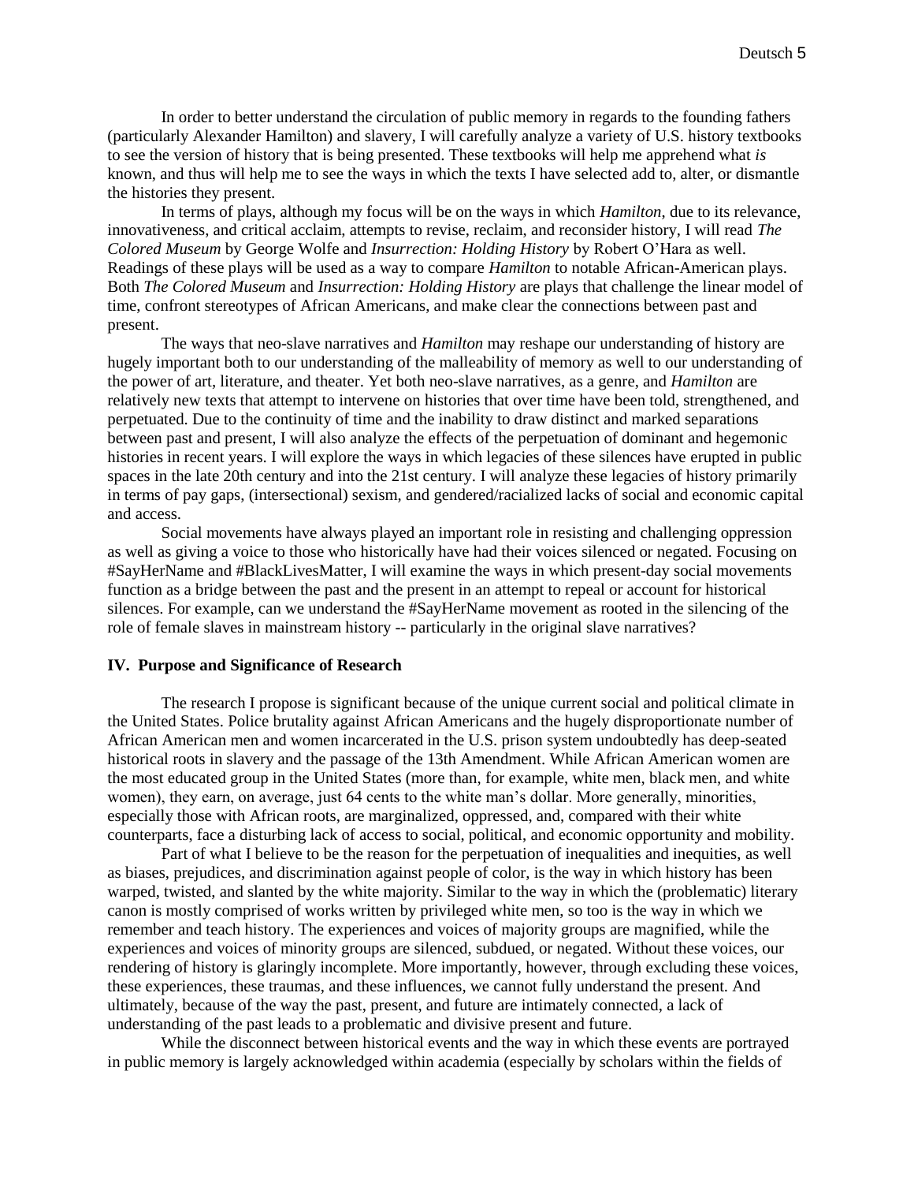In order to better understand the circulation of public memory in regards to the founding fathers (particularly Alexander Hamilton) and slavery, I will carefully analyze a variety of U.S. history textbooks to see the version of history that is being presented. These textbooks will help me apprehend what *is* known, and thus will help me to see the ways in which the texts I have selected add to, alter, or dismantle the histories they present.

In terms of plays, although my focus will be on the ways in which *Hamilton*, due to its relevance, innovativeness, and critical acclaim, attempts to revise, reclaim, and reconsider history, I will read *The Colored Museum* by George Wolfe and *Insurrection: Holding History* by Robert O'Hara as well. Readings of these plays will be used as a way to compare *Hamilton* to notable African-American plays. Both *The Colored Museum* and *Insurrection: Holding History* are plays that challenge the linear model of time, confront stereotypes of African Americans, and make clear the connections between past and present.

The ways that neo-slave narratives and *Hamilton* may reshape our understanding of history are hugely important both to our understanding of the malleability of memory as well to our understanding of the power of art, literature, and theater. Yet both neo-slave narratives, as a genre, and *Hamilton* are relatively new texts that attempt to intervene on histories that over time have been told, strengthened, and perpetuated. Due to the continuity of time and the inability to draw distinct and marked separations between past and present, I will also analyze the effects of the perpetuation of dominant and hegemonic histories in recent years. I will explore the ways in which legacies of these silences have erupted in public spaces in the late 20th century and into the 21st century. I will analyze these legacies of history primarily in terms of pay gaps, (intersectional) sexism, and gendered/racialized lacks of social and economic capital and access.

Social movements have always played an important role in resisting and challenging oppression as well as giving a voice to those who historically have had their voices silenced or negated. Focusing on #SayHerName and #BlackLivesMatter, I will examine the ways in which present-day social movements function as a bridge between the past and the present in an attempt to repeal or account for historical silences. For example, can we understand the #SayHerName movement as rooted in the silencing of the role of female slaves in mainstream history -- particularly in the original slave narratives?

### IV. Purpose and Significance of Research

The research I propose is significant because of the unique current social and political climate in the United States. Police brutality against African Americans and the hugely disproportionate number of African American men and women incarcerated in the U.S. prison system undoubtedly has deep-seated historical roots in slavery and the passage of the 13th Amendment. While African American women are the most educated group in the United States (more than, for example, white men, black men, and white women), they earn, on average, just 64 cents to the white man's dollar. More generally, minorities, especially those with African roots, are marginalized, oppressed, and, compared with their white counterparts, face a disturbing lack of access to social, political, and economic opportunity and mobility.

Part of what I believe to be the reason for the perpetuation of inequalities and inequities, as well as biases, prejudices, and discrimination against people of color, is the way in which history has been warped, twisted, and slanted by the white majority. Similar to the way in which the (problematic) literary canon is mostly comprised of works written by privileged white men, so too is the way in which we remember and teach history. The experiences and voices of majority groups are magnified, while the experiences and voices of minority groups are silenced, subdued, or negated. Without these voices, our rendering of history is glaringly incomplete. More importantly, however, through excluding these voices, these experiences, these traumas, and these influences, we cannot fully understand the present. And ultimately, because of the way the past, present, and future are intimately connected, a lack of understanding of the past leads to a problematic and divisive present and future.

While the disconnect between historical events and the way in which these events are portrayed in public memory is largely acknowledged within academia (especially by scholars within the fields of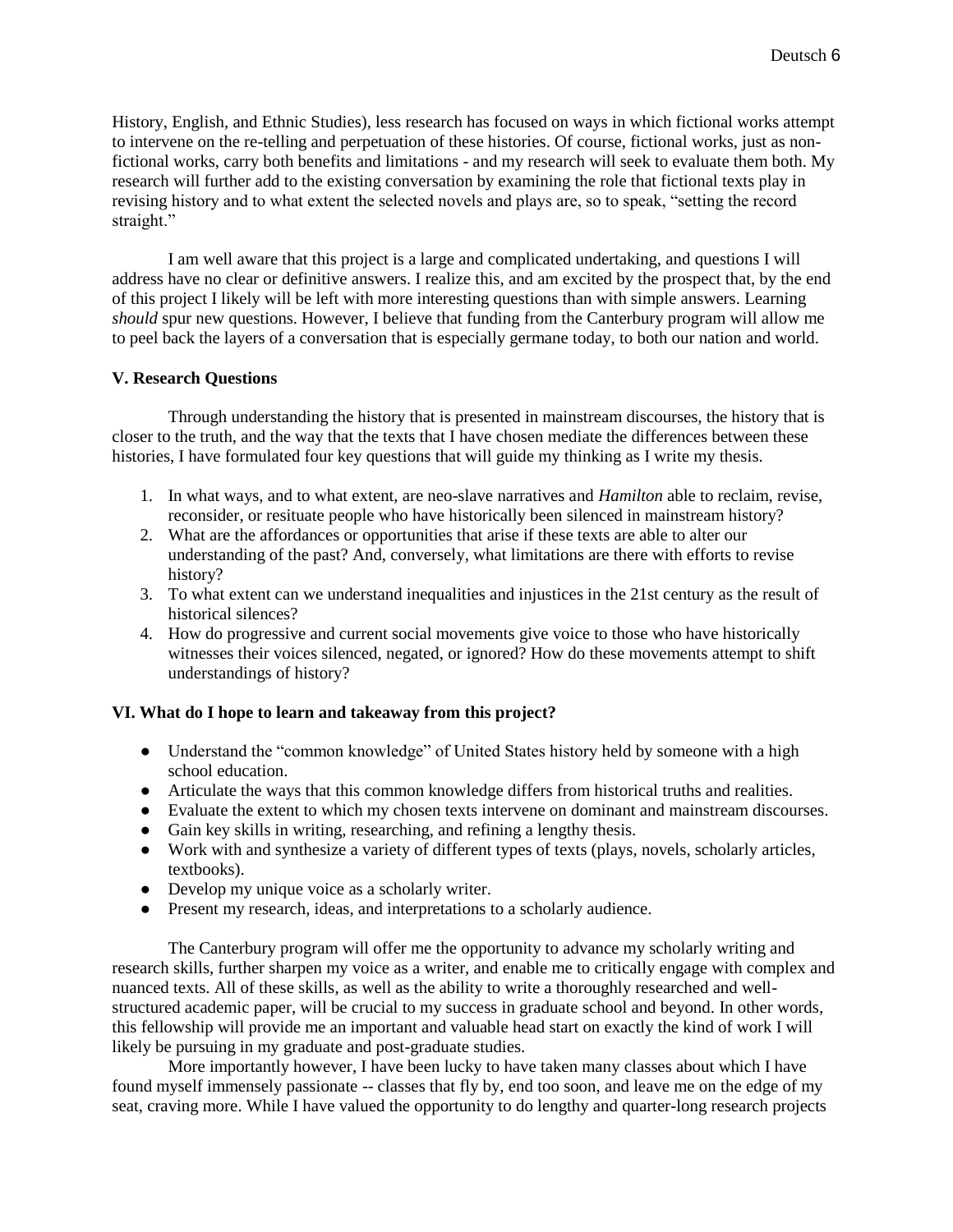History, English, and Ethnic Studies), less research has focused on ways in which fictional works attempt to intervene on the re-telling and perpetuation of these histories. Of course, fictional works, just as non-fictional works, carry both benefits and limitations - and my research will seek to evaluate them both. My research will further add to the existing conversation by examining the role that fictional texts play in revising history and to what extent the selected novels and plays are, so to speak, "setting the record straight."

I am well aware that this project is a large and complicated undertaking, and questions I will address have no clear or definitive answers. I realize this, and am excited by the prospect that, by the end of this project I likely will be left with more interesting questions than with simple answers. Learning *should* spur new questions. However, I believe that funding from the Canterbury program will allow me to peel back the layers of a conversation that is especially germane today, to both our nation and world.

### V. Research Questions

Through understanding the history that is presented in mainstream discourses, the history that is closer to the truth, and the way that the texts that I have chosen mediate the differences between these histories, I have formulated four key questions that will guide my thinking as I write my thesis.

1. In what ways, and to what extent, are neo-slave narratives and *Hamilton* able to reclaim, revise, reconsider, or resituate people who have historically been silenced in mainstream history?
2. What are the affordances or opportunities that arise if these texts are able to alter our understanding of the past? And, conversely, what limitations are there with efforts to revise history?
3. To what extent can we understand inequalities and injustices in the 21st century as the result of historical silences?
4. How do progressive and current social movements give voice to those who have historically witnesses their voices silenced, negated, or ignored? How do these movements attempt to shift understandings of history?

### VI. What do I hope to learn and takeaway from this project?

- Understand the "common knowledge" of United States history held by someone with a high school education.
- Articulate the ways that this common knowledge differs from historical truths and realities.
- Evaluate the extent to which my chosen texts intervene on dominant and mainstream discourses.
- Gain key skills in writing, researching, and refining a lengthy thesis.
- Work with and synthesize a variety of different types of texts (plays, novels, scholarly articles, textbooks).
- Develop my unique voice as a scholarly writer.
- Present my research, ideas, and interpretations to a scholarly audience.

The Canterbury program will offer me the opportunity to advance my scholarly writing and research skills, further sharpen my voice as a writer, and enable me to critically engage with complex and nuanced texts. All of these skills, as well as the ability to write a thoroughly researched and well-structured academic paper, will be crucial to my success in graduate school and beyond. In other words, this fellowship will provide me an important and valuable head start on exactly the kind of work I will likely be pursuing in my graduate and post-graduate studies.

More importantly however, I have been lucky to have taken many classes about which I have found myself immensely passionate -- classes that fly by, end too soon, and leave me on the edge of my seat, craving more. While I have valued the opportunity to do lengthy and quarter-long research projects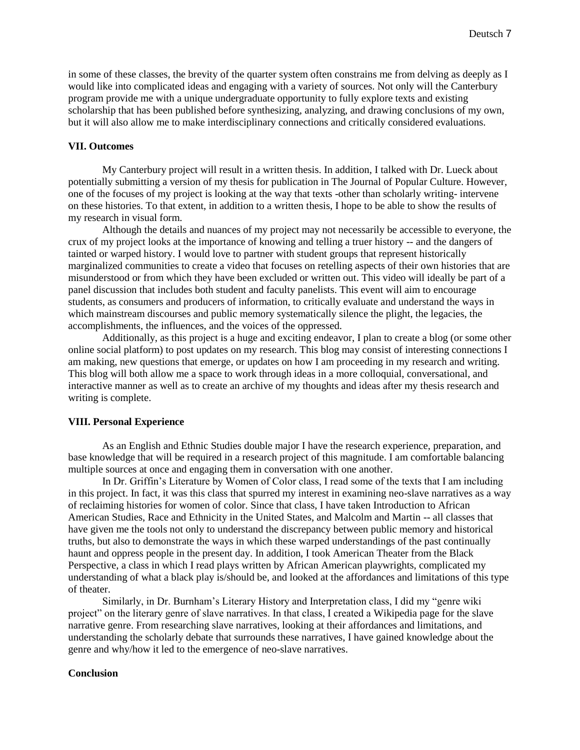in some of these classes, the brevity of the quarter system often constrains me from delving as deeply as I would like into complicated ideas and engaging with a variety of sources. Not only will the Canterbury program provide me with a unique undergraduate opportunity to fully explore texts and existing scholarship that has been published before synthesizing, analyzing, and drawing conclusions of my own, but it will also allow me to make interdisciplinary connections and critically considered evaluations.

**VII. Outcomes**

My Canterbury project will result in a written thesis. In addition, I talked with Dr. Lueck about potentially submitting a version of my thesis for publication in The Journal of Popular Culture. However, one of the focuses of my project is looking at the way that texts -other than scholarly writing- intervene on these histories. To that extent, in addition to a written thesis, I hope to be able to show the results of my research in visual form.

Although the details and nuances of my project may not necessarily be accessible to everyone, the crux of my project looks at the importance of knowing and telling a truer history -- and the dangers of tainted or warped history. I would love to partner with student groups that represent historically marginalized communities to create a video that focuses on retelling aspects of their own histories that are misunderstood or from which they have been excluded or written out. This video will ideally be part of a panel discussion that includes both student and faculty panelists. This event will aim to encourage students, as consumers and producers of information, to critically evaluate and understand the ways in which mainstream discourses and public memory systematically silence the plight, the legacies, the accomplishments, the influences, and the voices of the oppressed.

Additionally, as this project is a huge and exciting endeavor, I plan to create a blog (or some other online social platform) to post updates on my research. This blog may consist of interesting connections I am making, new questions that emerge, or updates on how I am proceeding in my research and writing. This blog will both allow me a space to work through ideas in a more colloquial, conversational, and interactive manner as well as to create an archive of my thoughts and ideas after my thesis research and writing is complete.

**VIII. Personal Experience**

As an English and Ethnic Studies double major I have the research experience, preparation, and base knowledge that will be required in a research project of this magnitude. I am comfortable balancing multiple sources at once and engaging them in conversation with one another.

In Dr. Griffin's Literature by Women of Color class, I read some of the texts that I am including in this project. In fact, it was this class that spurred my interest in examining neo-slave narratives as a way of reclaiming histories for women of color. Since that class, I have taken Introduction to African American Studies, Race and Ethnicity in the United States, and Malcolm and Martin -- all classes that have given me the tools not only to understand the discrepancy between public memory and historical truths, but also to demonstrate the ways in which these warped understandings of the past continually haunt and oppress people in the present day. In addition, I took American Theater from the Black Perspective, a class in which I read plays written by African American playwrights, complicated my understanding of what a black play is/should be, and looked at the affordances and limitations of this type of theater.

Similarly, in Dr. Burnham's Literary History and Interpretation class, I did my "genre wiki project" on the literary genre of slave narratives. In that class, I created a Wikipedia page for the slave narrative genre. From researching slave narratives, looking at their affordances and limitations, and understanding the scholarly debate that surrounds these narratives, I have gained knowledge about the genre and why/how it led to the emergence of neo-slave narratives.

**Conclusion**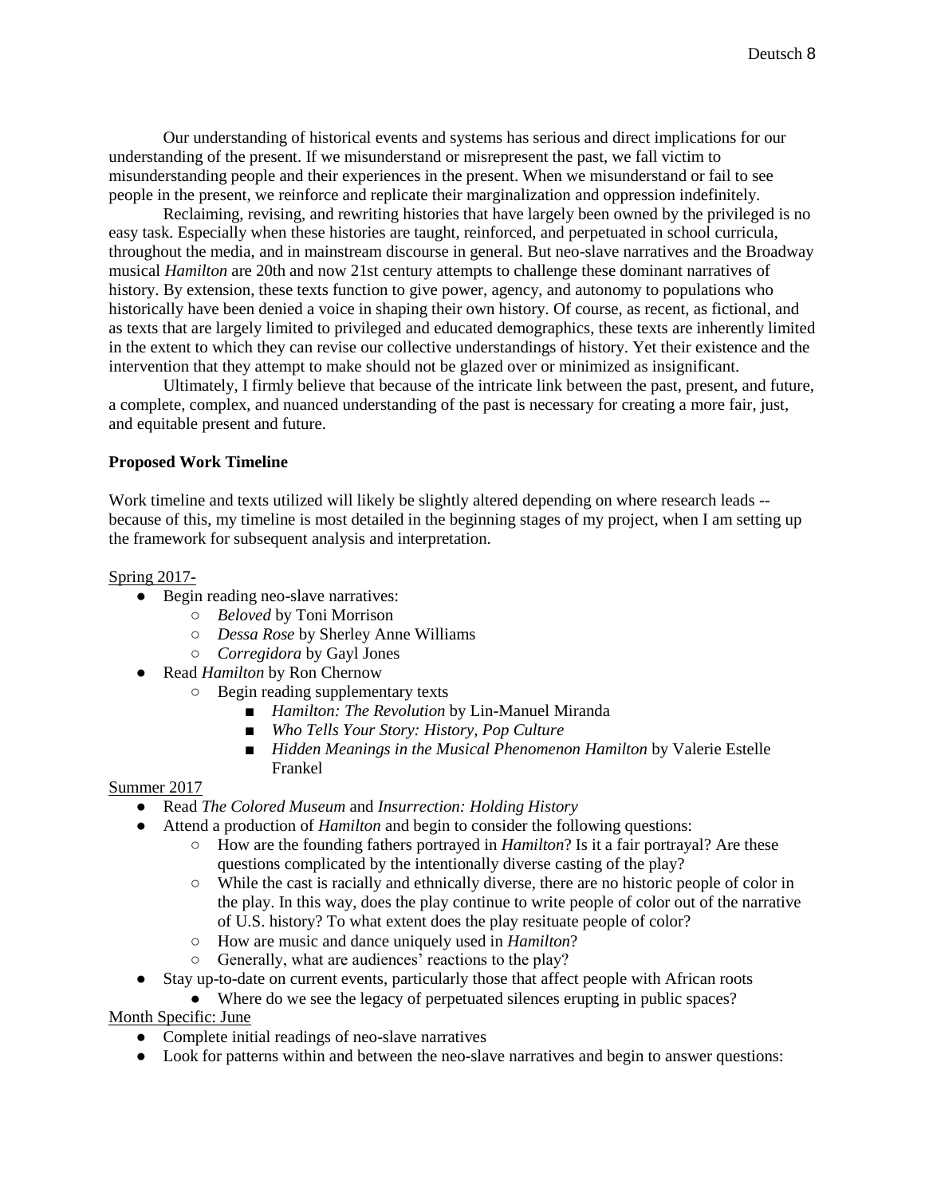Our understanding of historical events and systems has serious and direct implications for our understanding of the present. If we misunderstand or misrepresent the past, we fall victim to misunderstanding people and their experiences in the present. When we misunderstand or fail to see people in the present, we reinforce and replicate their marginalization and oppression indefinitely.

Reclaiming, revising, and rewriting histories that have largely been owned by the privileged is no easy task. Especially when these histories are taught, reinforced, and perpetuated in school curricula, throughout the media, and in mainstream discourse in general. But neo-slave narratives and the Broadway musical *Hamilton* are 20th and now 21st century attempts to challenge these dominant narratives of history. By extension, these texts function to give power, agency, and autonomy to populations who historically have been denied a voice in shaping their own history. Of course, as recent, as fictional, and as texts that are largely limited to privileged and educated demographics, these texts are inherently limited in the extent to which they can revise our collective understandings of history. Yet their existence and the intervention that they attempt to make should not be glazed over or minimized as insignificant.

Ultimately, I firmly believe that because of the intricate link between the past, present, and future, a complete, complex, and nuanced understanding of the past is necessary for creating a more fair, just, and equitable present and future.

**Proposed Work Timeline**

Work timeline and texts utilized will likely be slightly altered depending on where research leads -- because of this, my timeline is most detailed in the beginning stages of my project, when I am setting up the framework for subsequent analysis and interpretation.

Spring 2017-

- Begin reading neo-slave narratives:
  - *Beloved* by Toni Morrison
  - *Dessa Rose* by Sherley Anne Williams
  - *Corregidora* by Gayl Jones
- Read *Hamilton* by Ron Chernow
  - Begin reading supplementary texts
    - *Hamilton: The Revolution* by Lin-Manuel Miranda
    - *Who Tells Your Story: History, Pop Culture*
    - *Hidden Meanings in the Musical Phenomenon Hamilton* by Valerie Estelle Frankel

Summer 2017

- Read *The Colored Museum* and *Insurrection: Holding History*
- Attend a production of *Hamilton* and begin to consider the following questions:
  - How are the founding fathers portrayed in *Hamilton*? Is it a fair portrayal? Are these questions complicated by the intentionally diverse casting of the play?
  - While the cast is racially and ethnically diverse, there are no historic people of color in the play. In this way, does the play continue to write people of color out of the narrative of U.S. history? To what extent does the play resituate people of color?
  - How are music and dance uniquely used in *Hamilton*?
  - Generally, what are audiences' reactions to the play?
- Stay up-to-date on current events, particularly those that affect people with African roots
  - Where do we see the legacy of perpetuated silences erupting in public spaces?

Month Specific: June

- Complete initial readings of neo-slave narratives
- Look for patterns within and between the neo-slave narratives and begin to answer questions: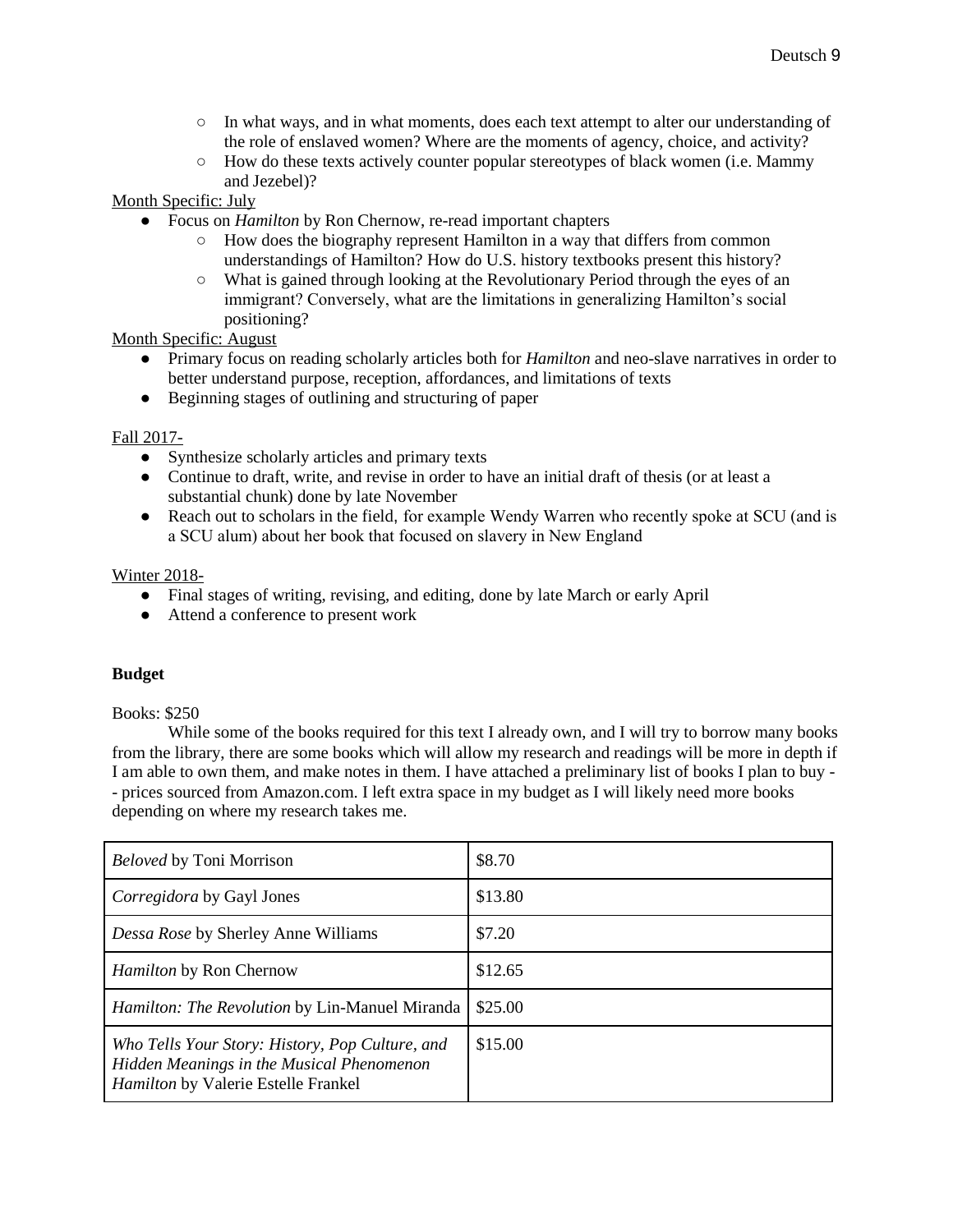- In what ways, and in what moments, does each text attempt to alter our understanding of the role of enslaved women? Where are the moments of agency, choice, and activity?
    - How do these texts actively counter popular stereotypes of black women (i.e. Mammy and Jezebel)?

<u>Month Specific: July</u>

- Focus on *Hamilton* by Ron Chernow, re-read important chapters
    - How does the biography represent Hamilton in a way that differs from common understandings of Hamilton? How do U.S. history textbooks present this history?
    - What is gained through looking at the Revolutionary Period through the eyes of an immigrant? Conversely, what are the limitations in generalizing Hamilton's social positioning?

<u>Month Specific: August</u>

- Primary focus on reading scholarly articles both for *Hamilton* and neo-slave narratives in order to better understand purpose, reception, affordances, and limitations of texts
- Beginning stages of outlining and structuring of paper

<u>Fall 2017-</u>

- Synthesize scholarly articles and primary texts
- Continue to draft, write, and revise in order to have an initial draft of thesis (or at least a substantial chunk) done by late November
- Reach out to scholars in the field, for example Wendy Warren who recently spoke at SCU (and is a SCU alum) about her book that focused on slavery in New England

<u>Winter 2018-</u>

- Final stages of writing, revising, and editing, done by late March or early April
- Attend a conference to present work

**Budget**

Books: $250

While some of the books required for this text I already own, and I will try to borrow many books from the library, there are some books which will allow my research and readings will be more in depth if I am able to own them, and make notes in them. I have attached a preliminary list of books I plan to buy -- prices sourced from Amazon.com. I left extra space in my budget as I will likely need more books depending on where my research takes me.

| | |
|---|---|
| *Beloved* by Toni Morrison | $8.70 |
| *Corregidora* by Gayl Jones | $13.80 |
| *Dessa Rose* by Sherley Anne Williams | $7.20 |
| *Hamilton* by Ron Chernow | $12.65 |
| *Hamilton: The Revolution* by Lin-Manuel Miranda | $25.00 |
| *Who Tells Your Story: History, Pop Culture, and Hidden Meanings in the Musical Phenomenon Hamilton* by Valerie Estelle Frankel | $15.00 |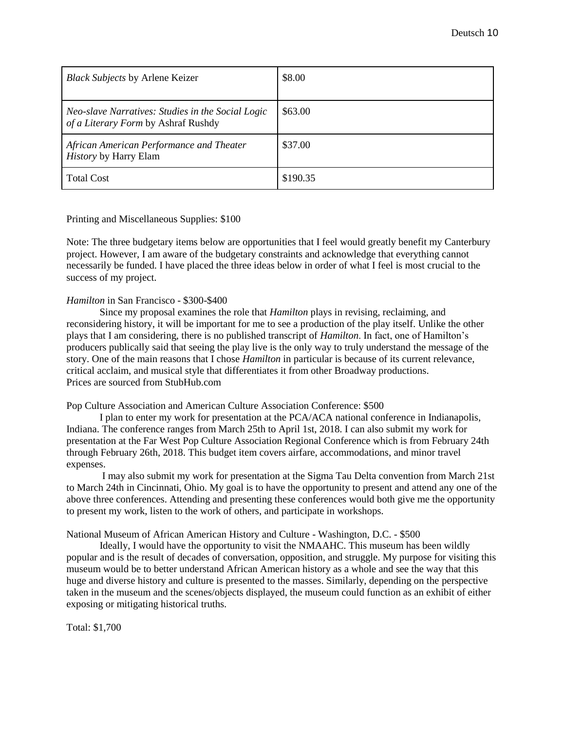| *Black Subjects* by Arlene Keizer | \$8.00 |
|---|---|
| *Neo-slave Narratives: Studies in the Social Logic of a Literary Form* by Ashraf Rushdy | \$63.00 |
| *African American Performance and Theater History* by Harry Elam | \$37.00 |
| Total Cost | \$190.35 |

Printing and Miscellaneous Supplies: \$100

Note: The three budgetary items below are opportunities that I feel would greatly benefit my Canterbury project. However, I am aware of the budgetary constraints and acknowledge that everything cannot necessarily be funded. I have placed the three ideas below in order of what I feel is most crucial to the success of my project.

*Hamilton* in San Francisco - \$300-\$400

Since my proposal examines the role that *Hamilton* plays in revising, reclaiming, and reconsidering history, it will be important for me to see a production of the play itself. Unlike the other plays that I am considering, there is no published transcript of *Hamilton*. In fact, one of Hamilton's producers publically said that seeing the play live is the only way to truly understand the message of the story. One of the main reasons that I chose *Hamilton* in particular is because of its current relevance, critical acclaim, and musical style that differentiates it from other Broadway productions.
Prices are sourced from StubHub.com

Pop Culture Association and American Culture Association Conference: \$500

I plan to enter my work for presentation at the PCA/ACA national conference in Indianapolis, Indiana. The conference ranges from March 25th to April 1st, 2018. I can also submit my work for presentation at the Far West Pop Culture Association Regional Conference which is from February 24th through February 26th, 2018. This budget item covers airfare, accommodations, and minor travel expenses.

I may also submit my work for presentation at the Sigma Tau Delta convention from March 21st to March 24th in Cincinnati, Ohio. My goal is to have the opportunity to present and attend any one of the above three conferences. Attending and presenting these conferences would both give me the opportunity to present my work, listen to the work of others, and participate in workshops.

National Museum of African American History and Culture - Washington, D.C. - \$500

Ideally, I would have the opportunity to visit the NMAAHC. This museum has been wildly popular and is the result of decades of conversation, opposition, and struggle. My purpose for visiting this museum would be to better understand African American history as a whole and see the way that this huge and diverse history and culture is presented to the masses. Similarly, depending on the perspective taken in the museum and the scenes/objects displayed, the museum could function as an exhibit of either exposing or mitigating historical truths.

Total: \$1,700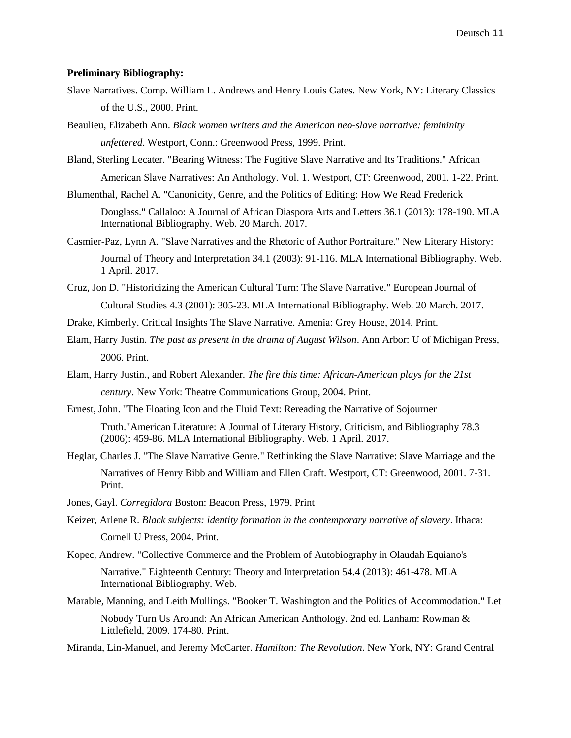**Preliminary Bibliography:**

Slave Narratives. Comp. William L. Andrews and Henry Louis Gates. New York, NY: Literary Classics of the U.S., 2000. Print.

Beaulieu, Elizabeth Ann. *Black women writers and the American neo-slave narrative: femininity unfettered*. Westport, Conn.: Greenwood Press, 1999. Print.

Bland, Sterling Lecater. "Bearing Witness: The Fugitive Slave Narrative and Its Traditions." African American Slave Narratives: An Anthology. Vol. 1. Westport, CT: Greenwood, 2001. 1-22. Print.

Blumenthal, Rachel A. "Canonicity, Genre, and the Politics of Editing: How We Read Frederick Douglass." Callaloo: A Journal of African Diaspora Arts and Letters 36.1 (2013): 178-190. MLA International Bibliography. Web. 20 March. 2017.

Casmier-Paz, Lynn A. "Slave Narratives and the Rhetoric of Author Portraiture." New Literary History: Journal of Theory and Interpretation 34.1 (2003): 91-116. MLA International Bibliography. Web. 1 April. 2017.

Cruz, Jon D. "Historicizing the American Cultural Turn: The Slave Narrative." European Journal of Cultural Studies 4.3 (2001): 305-23. MLA International Bibliography. Web. 20 March. 2017.

Drake, Kimberly. Critical Insights The Slave Narrative. Amenia: Grey House, 2014. Print.

Elam, Harry Justin. *The past as present in the drama of August Wilson*. Ann Arbor: U of Michigan Press, 2006. Print.

Elam, Harry Justin., and Robert Alexander. *The fire this time: African-American plays for the 21st century*. New York: Theatre Communications Group, 2004. Print.

Ernest, John. "The Floating Icon and the Fluid Text: Rereading the Narrative of Sojourner Truth."American Literature: A Journal of Literary History, Criticism, and Bibliography 78.3 (2006): 459-86. MLA International Bibliography. Web. 1 April. 2017.

Heglar, Charles J. "The Slave Narrative Genre." Rethinking the Slave Narrative: Slave Marriage and the Narratives of Henry Bibb and William and Ellen Craft. Westport, CT: Greenwood, 2001. 7-31. Print.

Jones, Gayl. *Corregidora* Boston: Beacon Press, 1979. Print

Keizer, Arlene R. *Black subjects: identity formation in the contemporary narrative of slavery*. Ithaca: Cornell U Press, 2004. Print.

Kopec, Andrew. "Collective Commerce and the Problem of Autobiography in Olaudah Equiano's Narrative." Eighteenth Century: Theory and Interpretation 54.4 (2013): 461-478. MLA International Bibliography. Web.

Marable, Manning, and Leith Mullings. "Booker T. Washington and the Politics of Accommodation." Let Nobody Turn Us Around: An African American Anthology. 2nd ed. Lanham: Rowman & Littlefield, 2009. 174-80. Print.

Miranda, Lin-Manuel, and Jeremy McCarter. *Hamilton: The Revolution*. New York, NY: Grand Central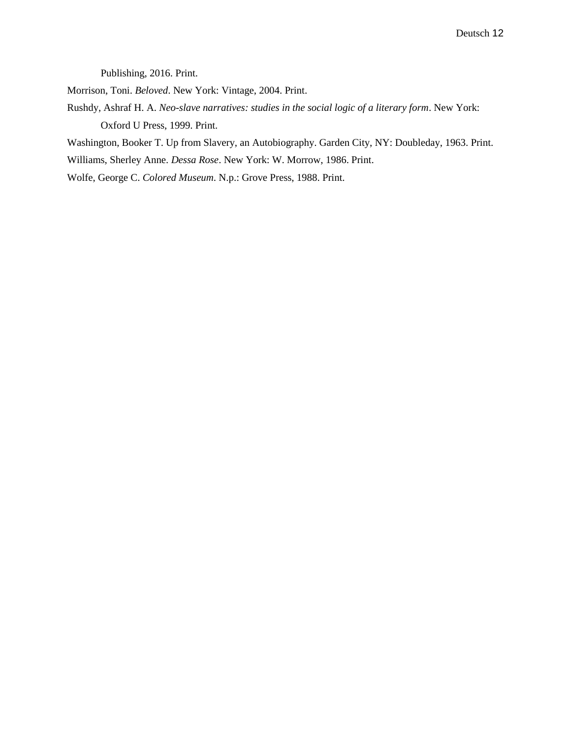Publishing, 2016. Print.

Morrison, Toni. *Beloved*. New York: Vintage, 2004. Print.

Rushdy, Ashraf H. A. *Neo-slave narratives: studies in the social logic of a literary form*. New York: Oxford U Press, 1999. Print.

Washington, Booker T. Up from Slavery, an Autobiography. Garden City, NY: Doubleday, 1963. Print.

Williams, Sherley Anne. *Dessa Rose*. New York: W. Morrow, 1986. Print.

Wolfe, George C. *Colored Museum*. N.p.: Grove Press, 1988. Print.